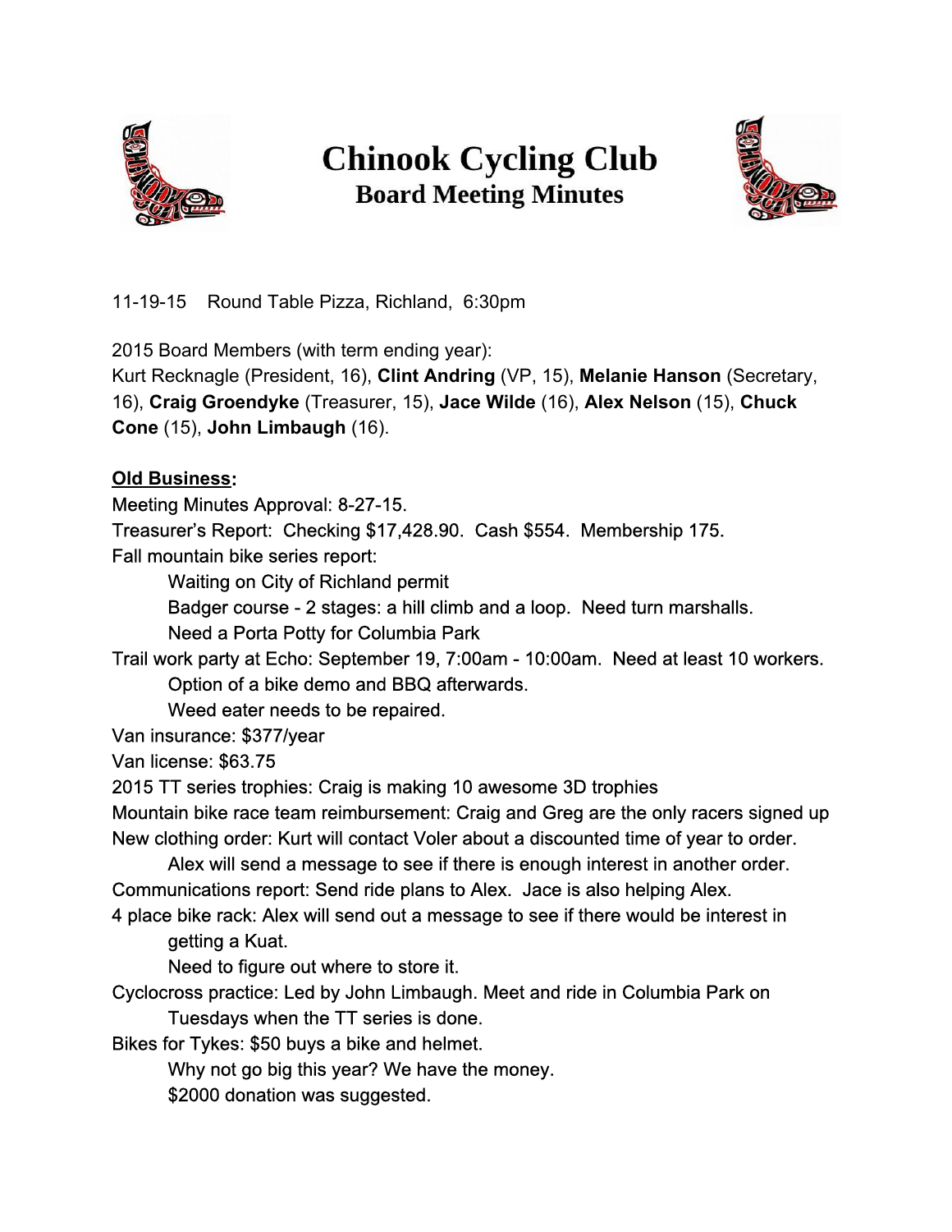# Chinook Cycling Club

## Board Meeting Minutes

11-19-15 Round Table Pizza, Richland, 6:30pm

2015 Board Members (with term ending year):
Kurt Recknagle (President, 16), **Clint Andring** (VP, 15), **Melanie Hanson** (Secretary, 16), **Craig Groendyke** (Treasurer, 15), **Jace Wilde** (16), **Alex Nelson** (15), **Chuck Cone** (15), **John Limbaugh** (16).

**Old Business:**

Meeting Minutes Approval: 8-27-15.

Treasurer's Report: Checking $17,428.90. Cash $554. Membership 175.

Fall mountain bike series report:

- Waiting on City of Richland permit
- Badger course - 2 stages: a hill climb and a loop. Need turn marshalls.
- Need a Porta Potty for Columbia Park

Trail work party at Echo: September 19, 7:00am - 10:00am. Need at least 10 workers.

- Option of a bike demo and BBQ afterwards.
- Weed eater needs to be repaired.

Van insurance: $377/year

Van license: $63.75

2015 TT series trophies: Craig is making 10 awesome 3D trophies

Mountain bike race team reimbursement: Craig and Greg are the only racers signed up

New clothing order: Kurt will contact Voler about a discounted time of year to order.

- Alex will send a message to see if there is enough interest in another order.

Communications report: Send ride plans to Alex. Jace is also helping Alex.

4 place bike rack: Alex will send out a message to see if there would be interest in getting a Kuat.

- Need to figure out where to store it.

Cyclocross practice: Led by John Limbaugh. Meet and ride in Columbia Park on Tuesdays when the TT series is done.

Bikes for Tykes: $50 buys a bike and helmet.

- Why not go big this year? We have the money.
- $2000 donation was suggested.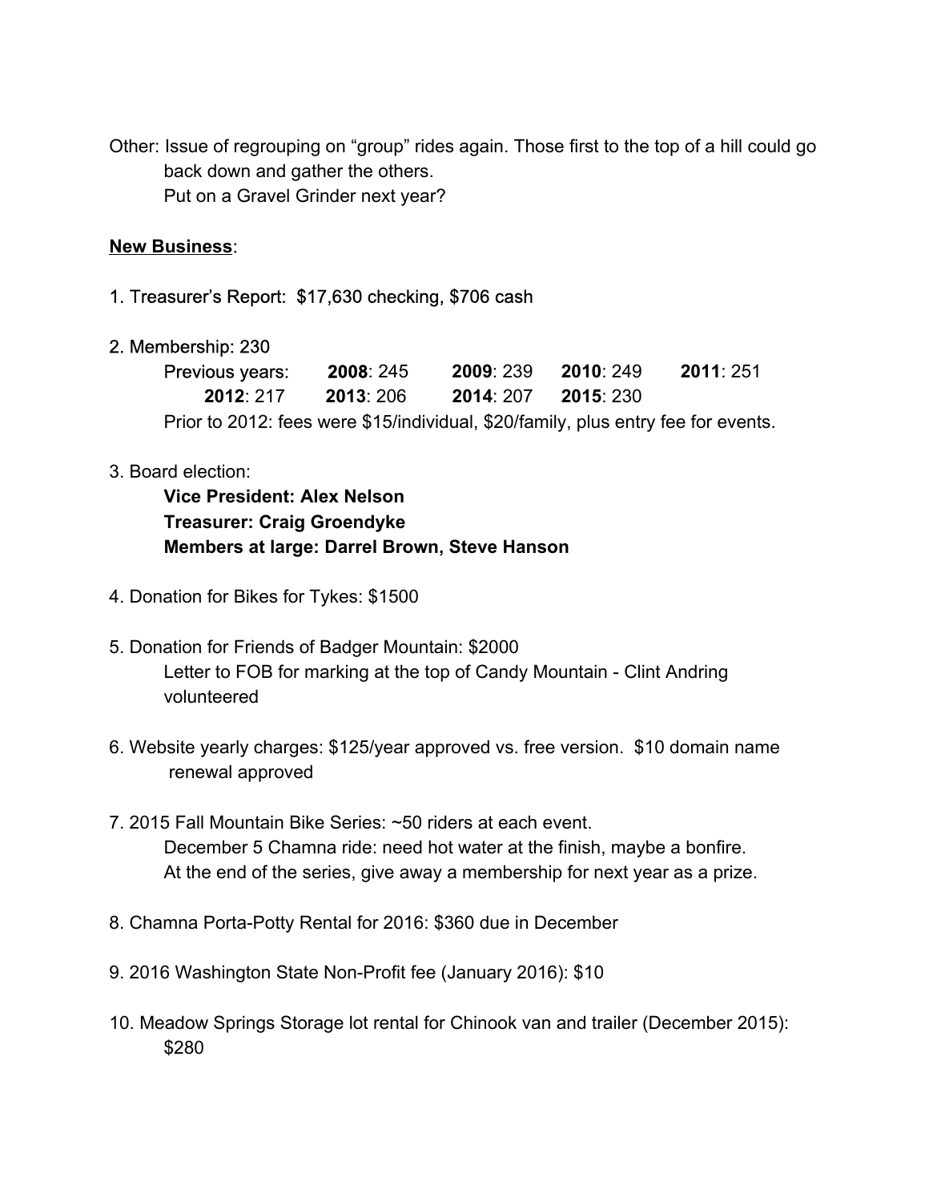Other: Issue of regrouping on “group” rides again. Those first to the top of a hill could go back down and gather the others.
Put on a Gravel Grinder next year?

**New Business**:

1. Treasurer’s Report: $17,630 checking, $706 cash

2. Membership: 230
   Previous years: **2008**: 245 **2009**: 239 **2010**: 249 **2011**: 251
   **2012**: 217 **2013**: 206 **2014**: 207 **2015**: 230
   Prior to 2012: fees were $15/individual, $20/family, plus entry fee for events.

3. Board election:
   **Vice President: Alex Nelson**
   **Treasurer: Craig Groendyke**
   **Members at large: Darrel Brown, Steve Hanson**

4. Donation for Bikes for Tykes: $1500

5. Donation for Friends of Badger Mountain: $2000
   Letter to FOB for marking at the top of Candy Mountain - Clint Andring volunteered

6. Website yearly charges: $125/year approved vs. free version. $10 domain name renewal approved

7. 2015 Fall Mountain Bike Series: ~50 riders at each event.
   December 5 Chamna ride: need hot water at the finish, maybe a bonfire.
   At the end of the series, give away a membership for next year as a prize.

8. Chamna Porta-Potty Rental for 2016: $360 due in December

9. 2016 Washington State Non-Profit fee (January 2016): $10

10. Meadow Springs Storage lot rental for Chinook van and trailer (December 2015): $280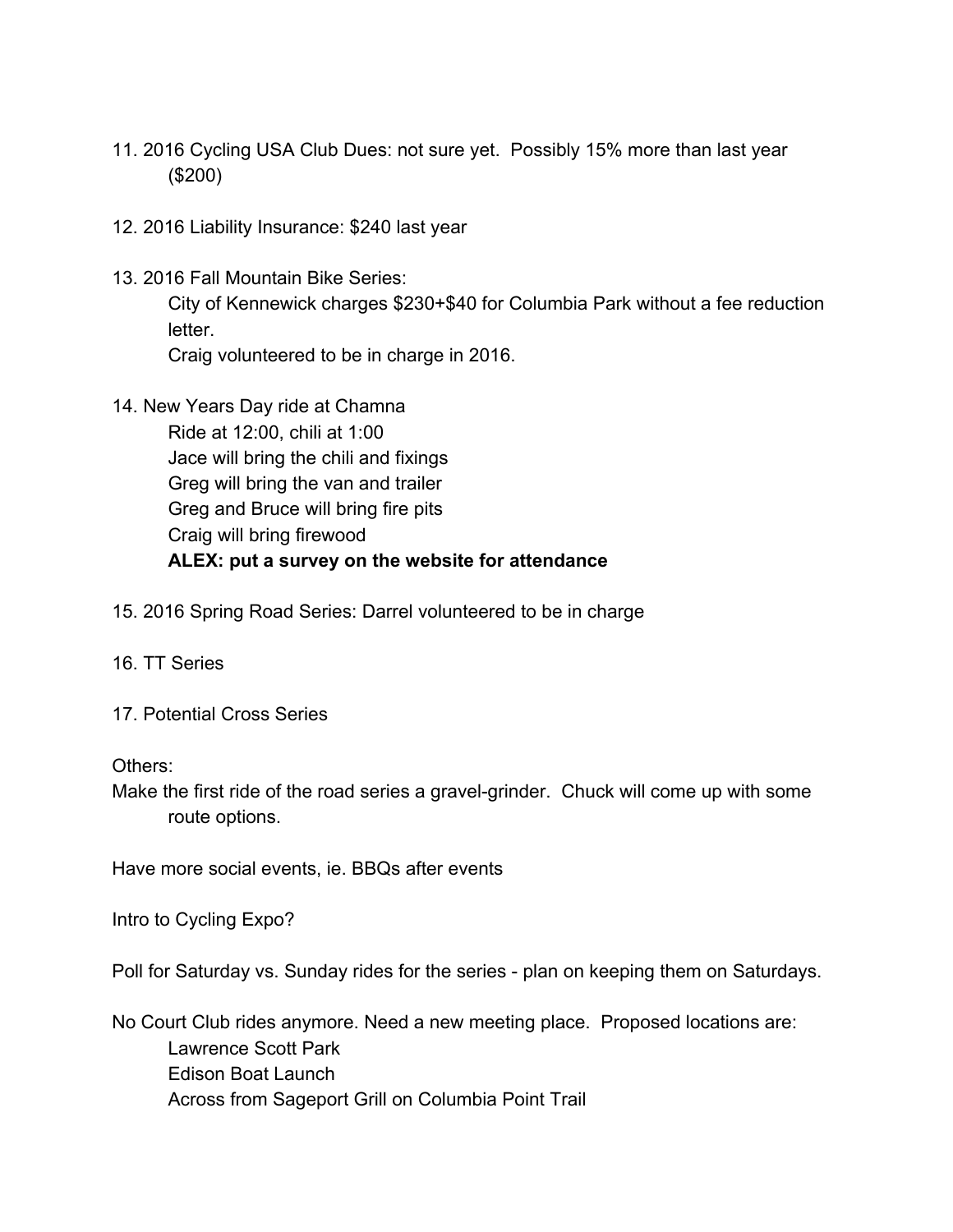11. 2016 Cycling USA Club Dues: not sure yet. Possibly 15% more than last year ($200)

12. 2016 Liability Insurance: $240 last year

13. 2016 Fall Mountain Bike Series:
    City of Kennewick charges $230+$40 for Columbia Park without a fee reduction letter.
    Craig volunteered to be in charge in 2016.

14. New Years Day ride at Chamna
    Ride at 12:00, chili at 1:00
    Jace will bring the chili and fixings
    Greg will bring the van and trailer
    Greg and Bruce will bring fire pits
    Craig will bring firewood
    **ALEX: put a survey on the website for attendance**

15. 2016 Spring Road Series: Darrel volunteered to be in charge

16. TT Series

17. Potential Cross Series

Others:

Make the first ride of the road series a gravel-grinder. Chuck will come up with some route options.

Have more social events, ie. BBQs after events

Intro to Cycling Expo?

Poll for Saturday vs. Sunday rides for the series - plan on keeping them on Saturdays.

No Court Club rides anymore. Need a new meeting place. Proposed locations are:
- Lawrence Scott Park
- Edison Boat Launch
- Across from Sageport Grill on Columbia Point Trail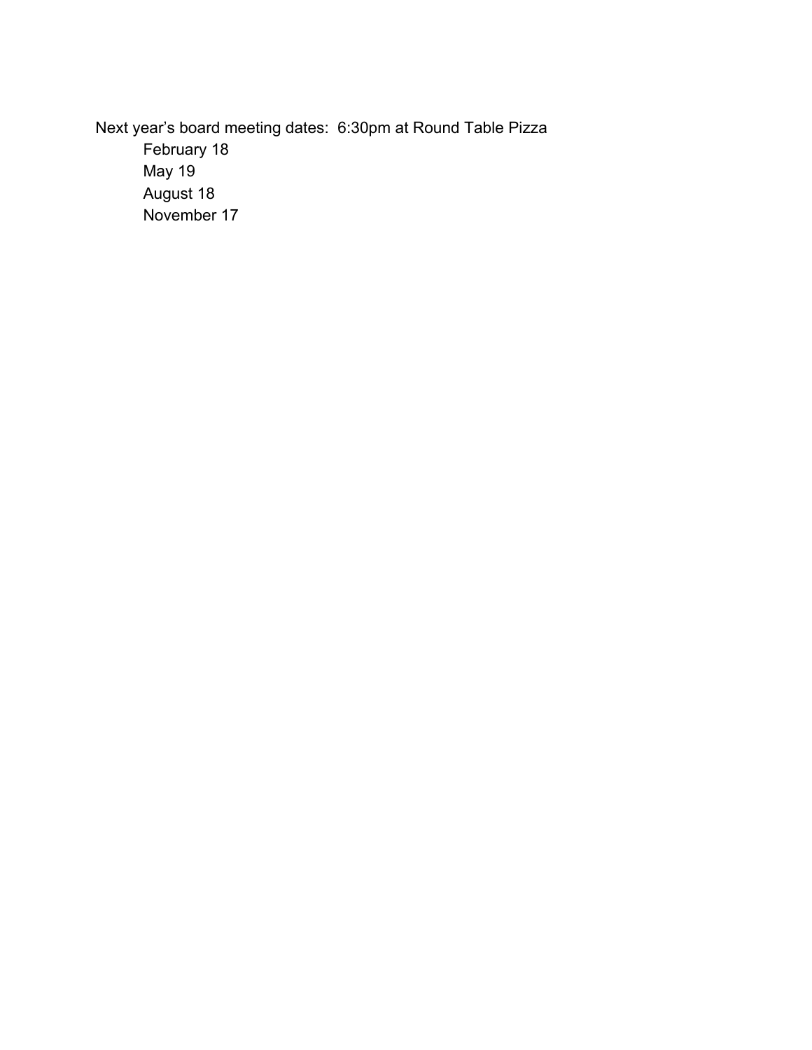Next year's board meeting dates:  6:30pm at Round Table Pizza

- February 18
- May 19
- August 18
- November 17